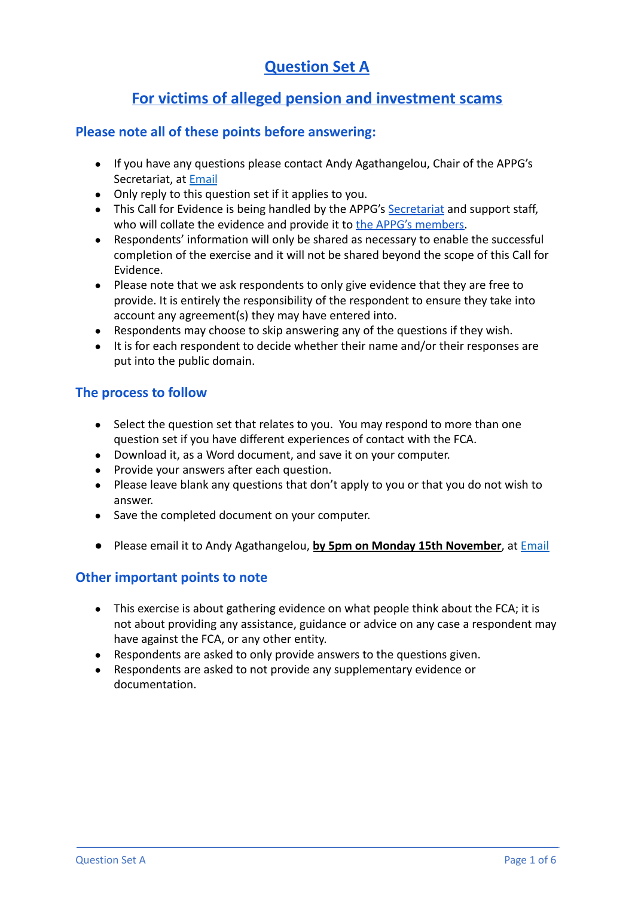# Question Set A

## For victims of alleged pension and investment scams

### Please note all of these points before answering:

- If you have any questions please contact Andy Agathangelou, Chair of the APPG's Secretariat, at Email
- Only reply to this question set if it applies to you.
- This Call for Evidence is being handled by the APPG's Secretariat and support staff, who will collate the evidence and provide it to the APPG's members.
- Respondents' information will only be shared as necessary to enable the successful completion of the exercise and it will not be shared beyond the scope of this Call for Evidence.
- Please note that we ask respondents to only give evidence that they are free to provide. It is entirely the responsibility of the respondent to ensure they take into account any agreement(s) they may have entered into.
- Respondents may choose to skip answering any of the questions if they wish.
- It is for each respondent to decide whether their name and/or their responses are put into the public domain.

### The process to follow

- Select the question set that relates to you. You may respond to more than one question set if you have different experiences of contact with the FCA.
- Download it, as a Word document, and save it on your computer.
- Provide your answers after each question.
- Please leave blank any questions that don't apply to you or that you do not wish to answer.
- Save the completed document on your computer.

- Please email it to Andy Agathangelou, **by 5pm on Monday 15th November**, at Email

### Other important points to note

- This exercise is about gathering evidence on what people think about the FCA; it is not about providing any assistance, guidance or advice on any case a respondent may have against the FCA, or any other entity.
- Respondents are asked to only provide answers to the questions given.
- Respondents are asked to not provide any supplementary evidence or documentation.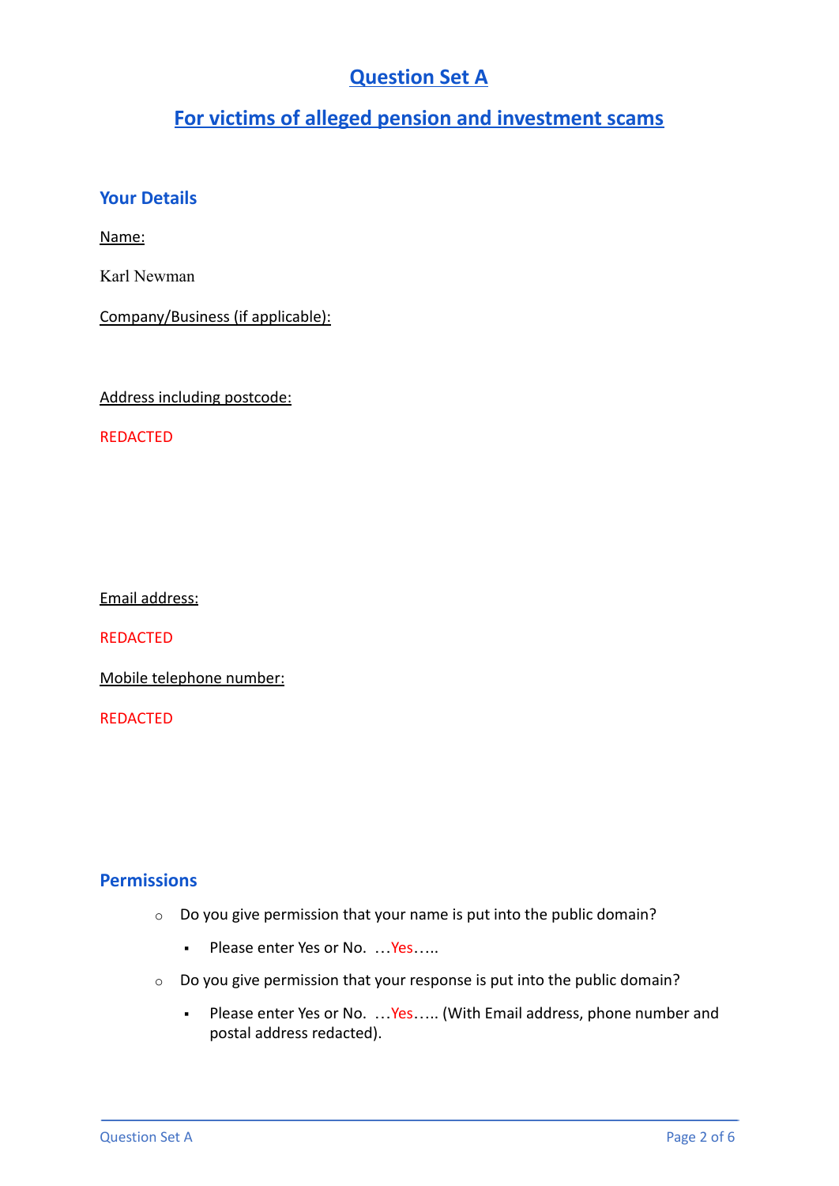# Question Set A

## For victims of alleged pension and investment scams

### Your Details

Name:

Karl Newman

Company/Business (if applicable):

Address including postcode:

REDACTED

Email address:

REDACTED

Mobile telephone number:

REDACTED

### Permissions

- Do you give permission that your name is put into the public domain?
  - Please enter Yes or No. …Yes…..
- Do you give permission that your response is put into the public domain?
  - Please enter Yes or No. …Yes….. (With Email address, phone number and postal address redacted).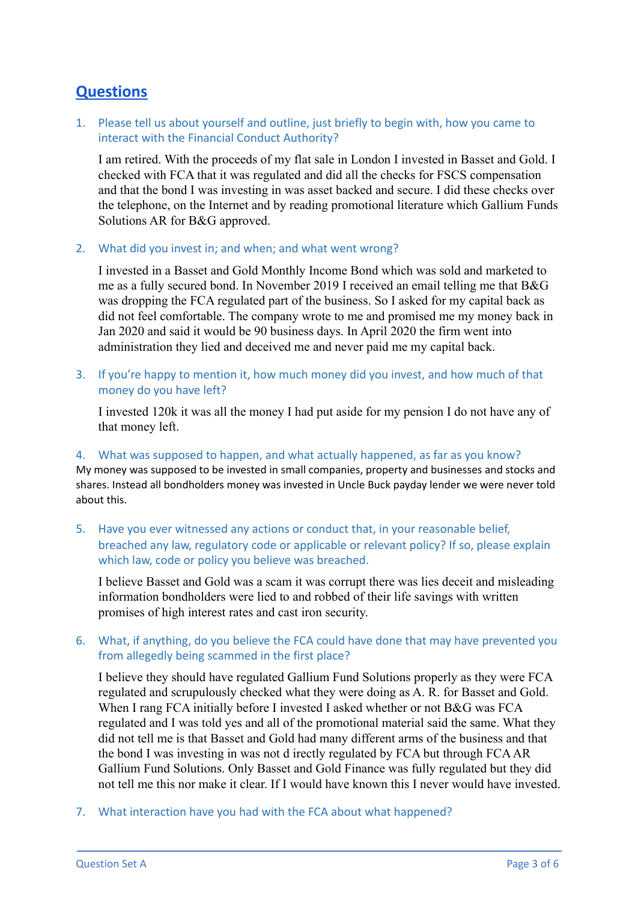## Questions

1. Please tell us about yourself and outline, just briefly to begin with, how you came to interact with the Financial Conduct Authority?

   I am retired. With the proceeds of my flat sale in London I invested in Basset and Gold. I checked with FCA that it was regulated and did all the checks for FSCS compensation and that the bond I was investing in was asset backed and secure. I did these checks over the telephone, on the Internet and by reading promotional literature which Gallium Funds Solutions AR for B&G approved.

2. What did you invest in; and when; and what went wrong?

   I invested in a Basset and Gold Monthly Income Bond which was sold and marketed to me as a fully secured bond. In November 2019 I received an email telling me that B&G was dropping the FCA regulated part of the business. So I asked for my capital back as did not feel comfortable. The company wrote to me and promised me my money back in Jan 2020 and said it would be 90 business days. In April 2020 the firm went into administration they lied and deceived me and never paid me my capital back.

3. If you're happy to mention it, how much money did you invest, and how much of that money do you have left?

   I invested 120k it was all the money I had put aside for my pension I do not have any of that money left.

4. What was supposed to happen, and what actually happened, as far as you know?

   My money was supposed to be invested in small companies, property and businesses and stocks and shares. Instead all bondholders money was invested in Uncle Buck payday lender we were never told about this.

5. Have you ever witnessed any actions or conduct that, in your reasonable belief, breached any law, regulatory code or applicable or relevant policy? If so, please explain which law, code or policy you believe was breached.

   I believe Basset and Gold was a scam it was corrupt there was lies deceit and misleading information bondholders were lied to and robbed of their life savings with written promises of high interest rates and cast iron security.

6. What, if anything, do you believe the FCA could have done that may have prevented you from allegedly being scammed in the first place?

   I believe they should have regulated Gallium Fund Solutions properly as they were FCA regulated and scrupulously checked what they were doing as A. R. for Basset and Gold. When I rang FCA initially before I invested I asked whether or not B&G was FCA regulated and I was told yes and all of the promotional material said the same. What they did not tell me is that Basset and Gold had many different arms of the business and that the bond I was investing in was not d irectly regulated by FCA but through FCA AR Gallium Fund Solutions. Only Basset and Gold Finance was fully regulated but they did not tell me this nor make it clear. If I would have known this I never would have invested.

7. What interaction have you had with the FCA about what happened?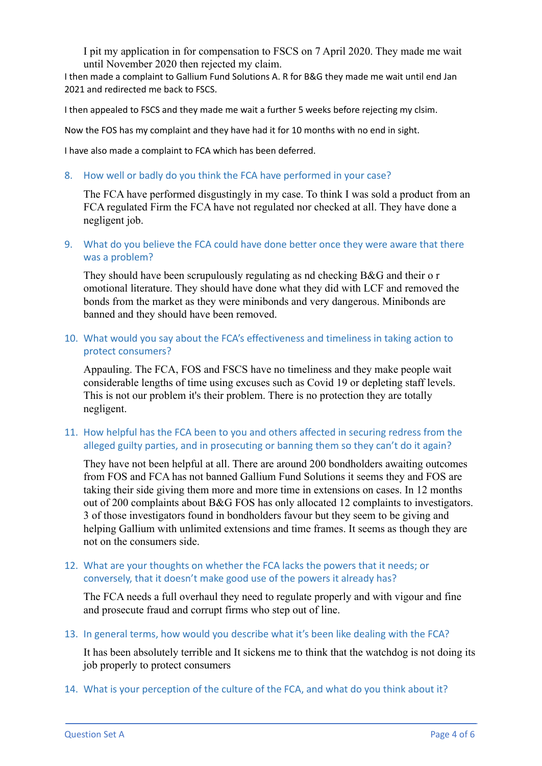I pit my application in for compensation to FSCS on 7 April 2020. They made me wait until November 2020 then rejected my claim.

I then made a complaint to Gallium Fund Solutions A. R for B&G they made me wait until end Jan 2021 and redirected me back to FSCS.

I then appealed to FSCS and they made me wait a further 5 weeks before rejecting my clsim.

Now the FOS has my complaint and they have had it for 10 months with no end in sight.

I have also made a complaint to FCA which has been deferred.

8. How well or badly do you think the FCA have performed in your case?

   The FCA have performed disgustingly in my case. To think I was sold a product from an FCA regulated Firm the FCA have not regulated nor checked at all. They have done a negligent job.

9. What do you believe the FCA could have done better once they were aware that there was a problem?

   They should have been scrupulously regulating as nd checking B&G and their o r omotional literature. They should have done what they did with LCF and removed the bonds from the market as they were minibonds and very dangerous. Minibonds are banned and they should have been removed.

10. What would you say about the FCA's effectiveness and timeliness in taking action to protect consumers?

    Appauling. The FCA, FOS and FSCS have no timeliness and they make people wait considerable lengths of time using excuses such as Covid 19 or depleting staff levels. This is not our problem it's their problem. There is no protection they are totally negligent.

11. How helpful has the FCA been to you and others affected in securing redress from the alleged guilty parties, and in prosecuting or banning them so they can't do it again?

    They have not been helpful at all. There are around 200 bondholders awaiting outcomes from FOS and FCA has not banned Gallium Fund Solutions it seems they and FOS are taking their side giving them more and more time in extensions on cases. In 12 months out of 200 complaints about B&G FOS has only allocated 12 complaints to investigators. 3 of those investigators found in bondholders favour but they seem to be giving and helping Gallium with unlimited extensions and time frames. It seems as though they are not on the consumers side.

12. What are your thoughts on whether the FCA lacks the powers that it needs; or conversely, that it doesn't make good use of the powers it already has?

    The FCA needs a full overhaul they need to regulate properly and with vigour and fine and prosecute fraud and corrupt firms who step out of line.

13. In general terms, how would you describe what it's been like dealing with the FCA?

    It has been absolutely terrible and It sickens me to think that the watchdog is not doing its job properly to protect consumers

14. What is your perception of the culture of the FCA, and what do you think about it?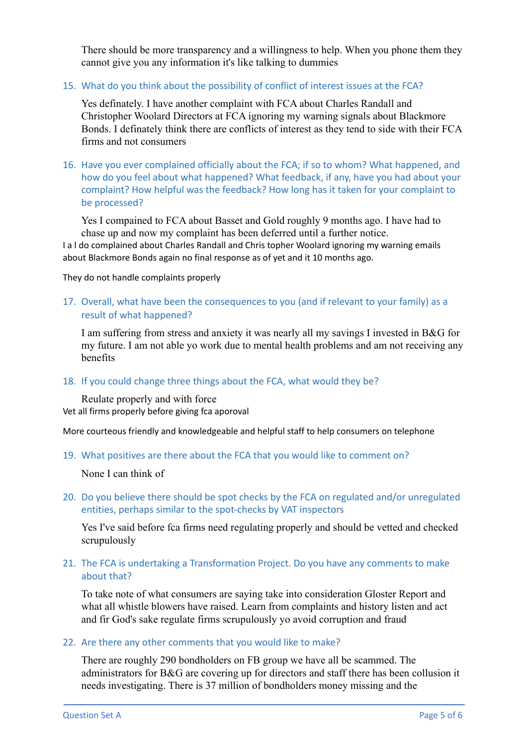There should be more transparency and a willingness to help. When you phone them they cannot give you any information it's like talking to dummies

15. What do you think about the possibility of conflict of interest issues at the FCA?

    Yes definately. I have another complaint with FCA about Charles Randall and Christopher Woolard Directors at FCA ignoring my warning signals about Blackmore Bonds. I definately think there are conflicts of interest as they tend to side with their FCA firms and not consumers

16. Have you ever complained officially about the FCA; if so to whom? What happened, and how do you feel about what happened? What feedback, if any, have you had about your complaint? How helpful was the feedback? How long has it taken for your complaint to be processed?

    Yes I compained to FCA about Basset and Gold roughly 9 months ago. I have had to chase up and now my complaint has been deferred until a further notice.

I a l do complained about Charles Randall and Chris topher Woolard ignoring my warning emails about Blackmore Bonds again no final response as of yet and it 10 months ago.

They do not handle complaints properly

17. Overall, what have been the consequences to you (and if relevant to your family) as a result of what happened?

    I am suffering from stress and anxiety it was nearly all my savings I invested in B&G for my future. I am not able yo work due to mental health problems and am not receiving any benefits

18. If you could change three things about the FCA, what would they be?

    Reulate properly and with force

Vet all firms properly before giving fca aporoval

More courteous friendly and knowledgeable and helpful staff to help consumers on telephone

19. What positives are there about the FCA that you would like to comment on?

    None I can think of

20. Do you believe there should be spot checks by the FCA on regulated and/or unregulated entities, perhaps similar to the spot-checks by VAT inspectors

    Yes I've said before fca firms need regulating properly and should be vetted and checked scrupulously

21. The FCA is undertaking a Transformation Project. Do you have any comments to make about that?

    To take note of what consumers are saying take into consideration Gloster Report and what all whistle blowers have raised. Learn from complaints and history listen and act and fir God's sake regulate firms scrupulously yo avoid corruption and fraud

22. Are there any other comments that you would like to make?

    There are roughly 290 bondholders on FB group we have all be scammed. The administrators for B&G are covering up for directors and staff there has been collusion it needs investigating. There is 37 million of bondholders money missing and the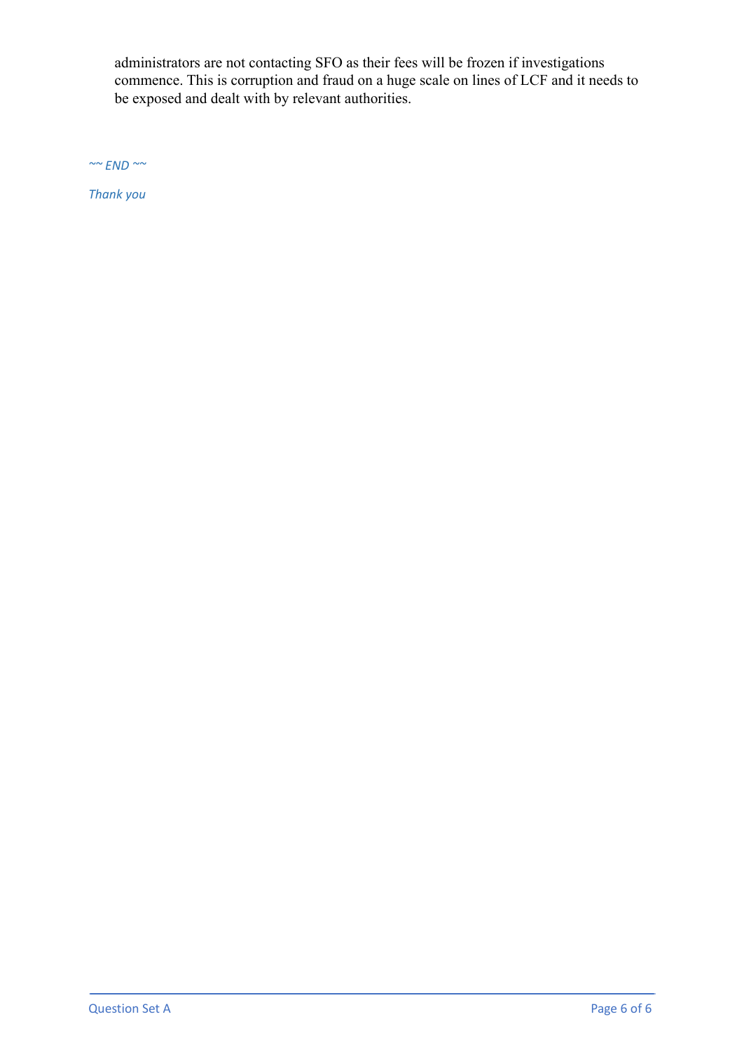administrators are not contacting SFO as their fees will be frozen if investigations commence. This is corruption and fraud on a huge scale on lines of LCF and it needs to be exposed and dealt with by relevant authorities.

*~~ END ~~*

*Thank you*